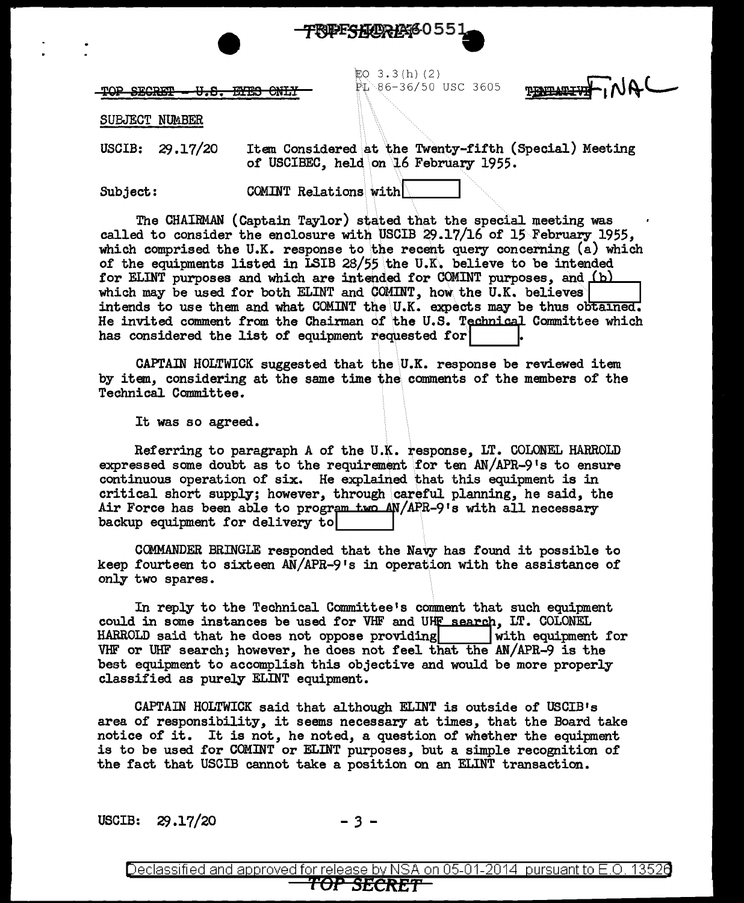TOP SECRET - U.S. EYES ONLY

EO 3.3(h)(2)
PL 86-36/50 USC 3605

FINAL

SUBJECT NUMBER

USCIB: 29.17/20 Item Considered at the Twenty-fifth (Special) Meeting of USCIBEC, held on 16 February 1955.

Subject: COMINT Relations with [ ]

The CHAIRMAN (Captain Taylor) stated that the special meeting was called to consider the enclosure with USCIB 29.17/16 of 15 February 1955, which comprised the U.K. response to the recent query concerning (a) which of the equipments listed in LSIB 28/55 the U.K. believe to be intended for ELINT purposes and which are intended for COMINT purposes, and (b) which may be used for both ELINT and COMINT, how the U.K. believes [ ] intends to use them and what COMINT the U.K. expects may be thus obtained. He invited comment from the Chairman of the U.S. Technical Committee which has considered the list of equipment requested for [ ].

CAPTAIN HOLTWICK suggested that the U.K. response be reviewed item by item, considering at the same time the comments of the members of the Technical Committee.

It was so agreed.

Referring to paragraph A of the U.K. response, LT. COLONEL HARROLD expressed some doubt as to the requirement for ten AN/APR-9's to ensure continuous operation of six. He explained that this equipment is in critical short supply; however, through careful planning, he said, the Air Force has been able to program two AN/APR-9's with all necessary backup equipment for delivery to [ ]

COMMANDER BRINGLE responded that the Navy has found it possible to keep fourteen to sixteen AN/APR-9's in operation with the assistance of only two spares.

In reply to the Technical Committee's comment that such equipment could in some instances be used for VHF and UHF search, LT. COLONEL HARROLD said that he does not oppose providing [ ] with equipment for VHF or UHF search; however, he does not feel that the AN/APR-9 is the best equipment to accomplish this objective and would be more properly classified as purely ELINT equipment.

CAPTAIN HOLTWICK said that although ELINT is outside of USCIB's area of responsibility, it seems necessary at times, that the Board take notice of it. It is not, he noted, a question of whether the equipment is to be used for COMINT or ELINT purposes, but a simple recognition of the fact that USCIB cannot take a position on an ELINT transaction.

USCIB: 29.17/20

Declassified and approved for release by NSA on 05-01-2014 pursuant to E.O. 13526

TOP SECRET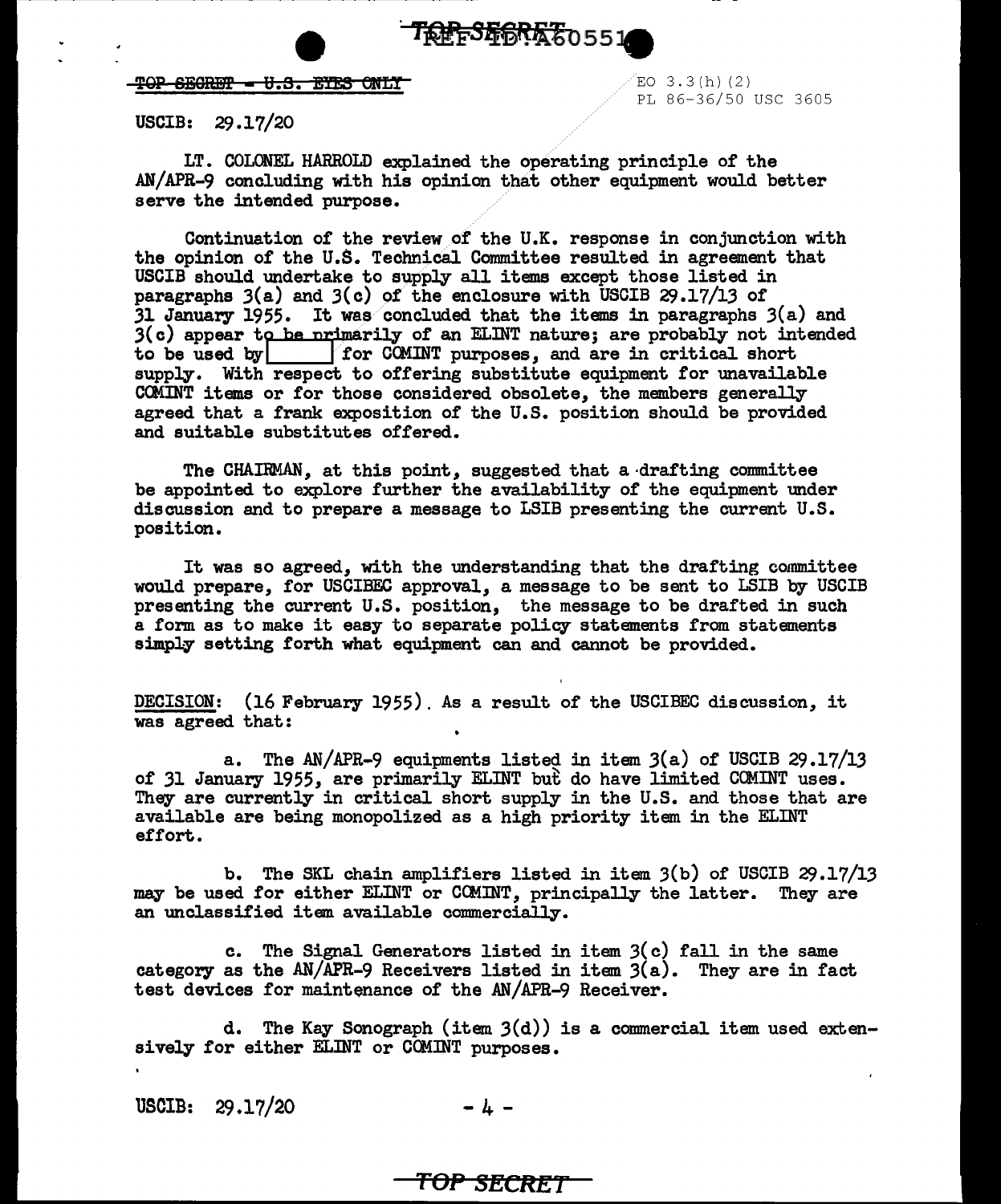~~TOP SECRET - U.S. EYES ONLY~~

EO 3.3(h)(2)
PL 86-36/50 USC 3605

USCIB: 29.17/20

LT. COLONEL HARROLD explained the operating principle of the AN/APR-9 concluding with his opinion that other equipment would better serve the intended purpose.

Continuation of the review of the U.K. response in conjunction with the opinion of the U.S. Technical Committee resulted in agreement that USCIB should undertake to supply all items except those listed in paragraphs 3(a) and 3(c) of the enclosure with USCIB 29.17/13 of 31 January 1955. It was concluded that the items in paragraphs 3(a) and 3(c) appear to be primarily of an ELINT nature; are probably not intended to be used by [          ] for COMINT purposes, and are in critical short supply. With respect to offering substitute equipment for unavailable COMINT items or for those considered obsolete, the members generally agreed that a frank exposition of the U.S. position should be provided and suitable substitutes offered.

The CHAIRMAN, at this point, suggested that a drafting committee be appointed to explore further the availability of the equipment under discussion and to prepare a message to LSIB presenting the current U.S. position.

It was so agreed, with the understanding that the drafting committee would prepare, for USCIBEC approval, a message to be sent to LSIB by USCIB presenting the current U.S. position, the message to be drafted in such a form as to make it easy to separate policy statements from statements simply setting forth what equipment can and cannot be provided.

DECISION: (16 February 1955). As a result of the USCIBEC discussion, it was agreed that:

a. The AN/APR-9 equipments listed in item 3(a) of USCIB 29.17/13 of 31 January 1955, are primarily ELINT but do have limited COMINT uses. They are currently in critical short supply in the U.S. and those that are available are being monopolized as a high priority item in the ELINT effort.

b. The SKL chain amplifiers listed in item 3(b) of USCIB 29.17/13 may be used for either ELINT or COMINT, principally the latter. They are an unclassified item available commercially.

c. The Signal Generators listed in item 3(c) fall in the same category as the AN/APR-9 Receivers listed in item 3(a). They are in fact test devices for maintenance of the AN/APR-9 Receiver.

d. The Kay Sonograph (item 3(d)) is a commercial item used extensively for either ELINT or COMINT purposes.

USCIB: 29.17/20

**TOP SECRET**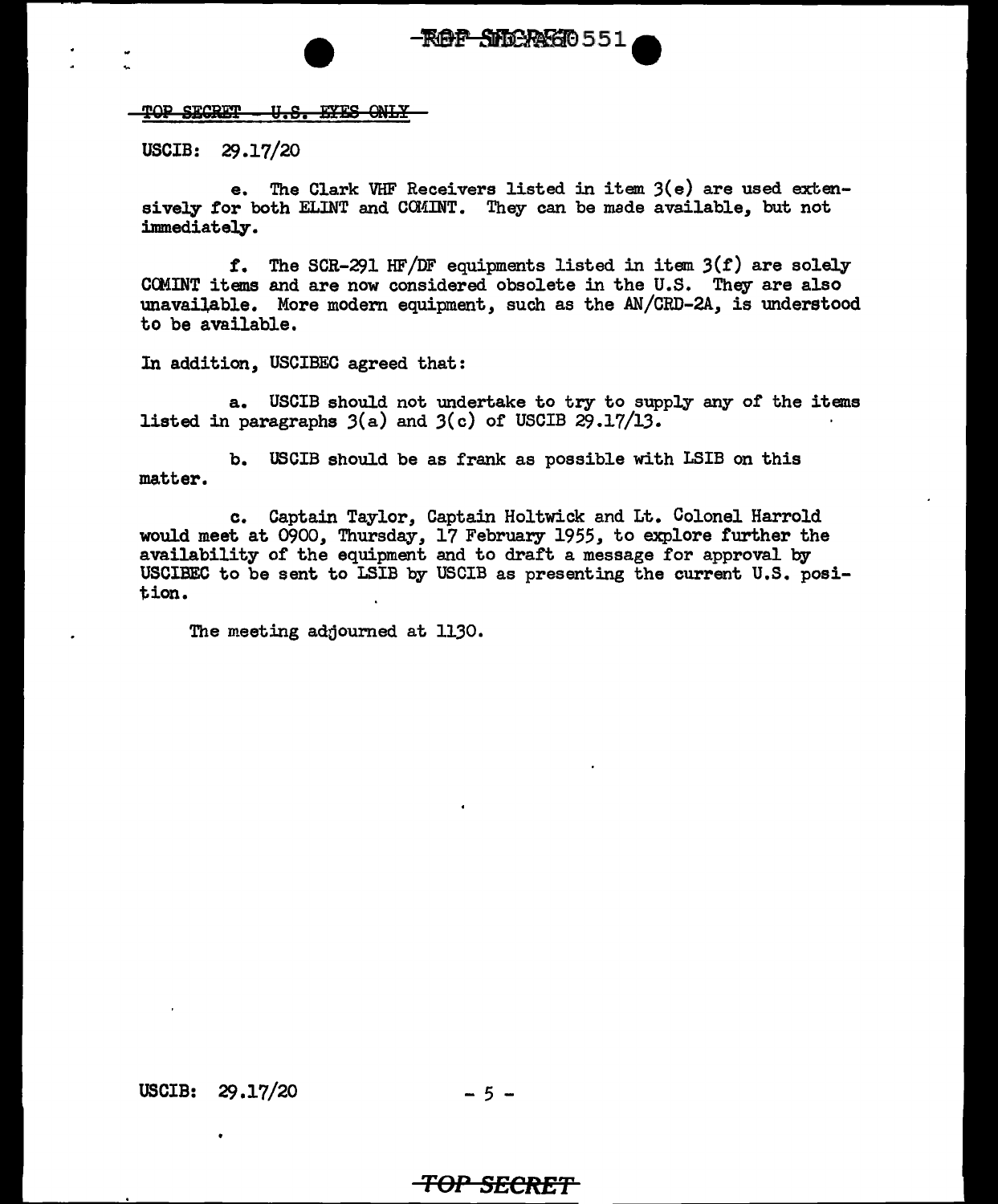TOP SECRET - U.S. EYES ONLY

USCIB: 29.17/20

e. The Clark VHF Receivers listed in item 3(e) are used extensively for both ELINT and COMINT. They can be made available, but not immediately.

f. The SCR-291 HF/DF equipments listed in item 3(f) are solely COMINT items and are now considered obsolete in the U.S. They are also unavailable. More modern equipment, such as the AN/CRD-2A, is understood to be available.

In addition, USCIBEC agreed that:

a. USCIB should not undertake to try to supply any of the items listed in paragraphs 3(a) and 3(c) of USCIB 29.17/13.

b. USCIB should be as frank as possible with LSIB on this matter.

c. Captain Taylor, Captain Holtwick and Lt. Colonel Harrold would meet at 0900, Thursday, 17 February 1955, to explore further the availability of the equipment and to draft a message for approval by USCIBEC to be sent to LSIB by USCIB as presenting the current U.S. position.

The meeting adjourned at 1130.

USCIB: 29.17/20

TOP SECRET